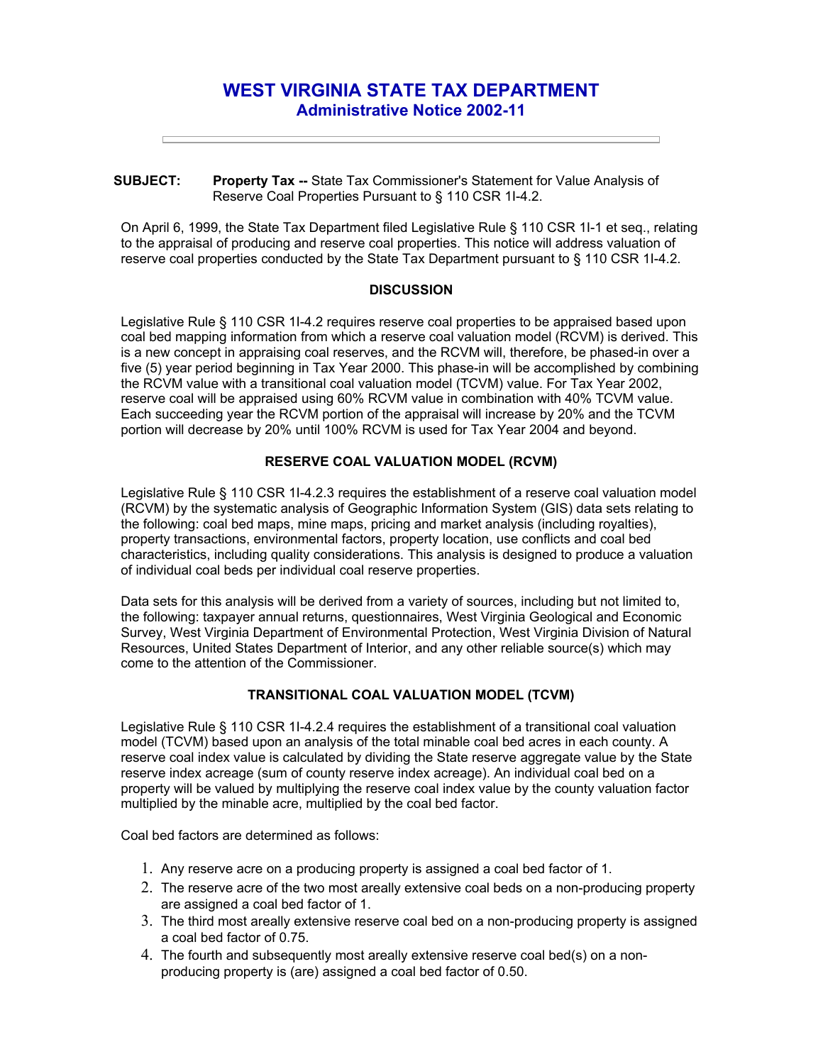# WEST VIRGINIA STATE TAX DEPARTMENT
## Administrative Notice 2002-11

---

**SUBJECT:** **Property Tax --** State Tax Commissioner's Statement for Value Analysis of Reserve Coal Properties Pursuant to § 110 CSR 1I-4.2.

On April 6, 1999, the State Tax Department filed Legislative Rule § 110 CSR 1I-1 et seq., relating to the appraisal of producing and reserve coal properties. This notice will address valuation of reserve coal properties conducted by the State Tax Department pursuant to § 110 CSR 1I-4.2.

### DISCUSSION

Legislative Rule § 110 CSR 1I-4.2 requires reserve coal properties to be appraised based upon coal bed mapping information from which a reserve coal valuation model (RCVM) is derived. This is a new concept in appraising coal reserves, and the RCVM will, therefore, be phased-in over a five (5) year period beginning in Tax Year 2000. This phase-in will be accomplished by combining the RCVM value with a transitional coal valuation model (TCVM) value. For Tax Year 2002, reserve coal will be appraised using 60% RCVM value in combination with 40% TCVM value. Each succeeding year the RCVM portion of the appraisal will increase by 20% and the TCVM portion will decrease by 20% until 100% RCVM is used for Tax Year 2004 and beyond.

### RESERVE COAL VALUATION MODEL (RCVM)

Legislative Rule § 110 CSR 1I-4.2.3 requires the establishment of a reserve coal valuation model (RCVM) by the systematic analysis of Geographic Information System (GIS) data sets relating to the following: coal bed maps, mine maps, pricing and market analysis (including royalties), property transactions, environmental factors, property location, use conflicts and coal bed characteristics, including quality considerations. This analysis is designed to produce a valuation of individual coal beds per individual coal reserve properties.

Data sets for this analysis will be derived from a variety of sources, including but not limited to, the following: taxpayer annual returns, questionnaires, West Virginia Geological and Economic Survey, West Virginia Department of Environmental Protection, West Virginia Division of Natural Resources, United States Department of Interior, and any other reliable source(s) which may come to the attention of the Commissioner.

### TRANSITIONAL COAL VALUATION MODEL (TCVM)

Legislative Rule § 110 CSR 1I-4.2.4 requires the establishment of a transitional coal valuation model (TCVM) based upon an analysis of the total minable coal bed acres in each county. A reserve coal index value is calculated by dividing the State reserve aggregate value by the State reserve index acreage (sum of county reserve index acreage). An individual coal bed on a property will be valued by multiplying the reserve coal index value by the county valuation factor multiplied by the minable acre, multiplied by the coal bed factor.

Coal bed factors are determined as follows:

1. Any reserve acre on a producing property is assigned a coal bed factor of 1.
2. The reserve acre of the two most areally extensive coal beds on a non-producing property are assigned a coal bed factor of 1.
3. The third most areally extensive reserve coal bed on a non-producing property is assigned a coal bed factor of 0.75.
4. The fourth and subsequently most areally extensive reserve coal bed(s) on a non-producing property is (are) assigned a coal bed factor of 0.50.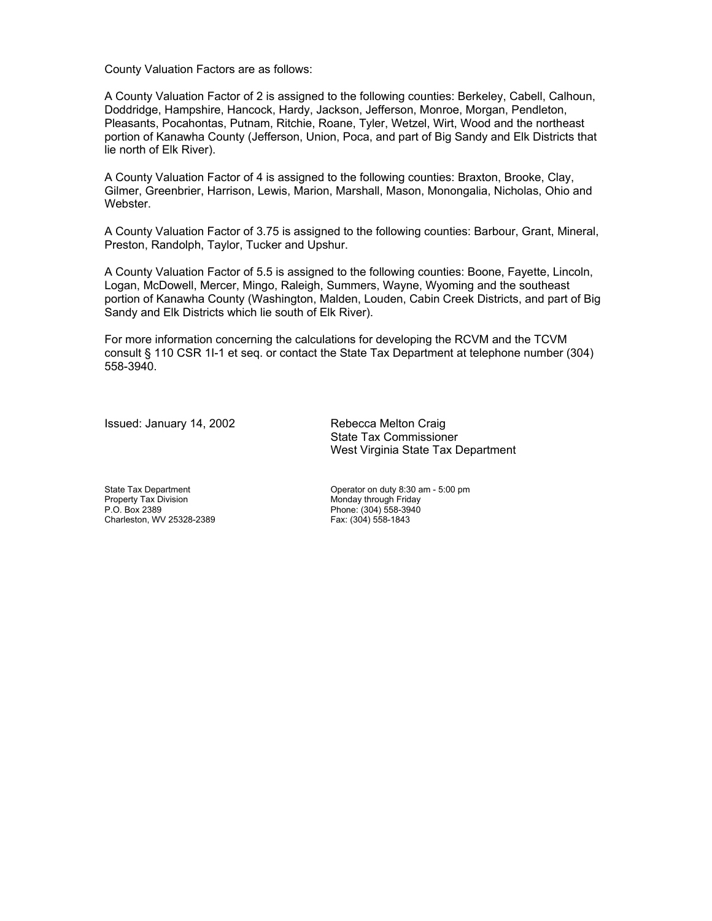County Valuation Factors are as follows:

A County Valuation Factor of 2 is assigned to the following counties: Berkeley, Cabell, Calhoun, Doddridge, Hampshire, Hancock, Hardy, Jackson, Jefferson, Monroe, Morgan, Pendleton, Pleasants, Pocahontas, Putnam, Ritchie, Roane, Tyler, Wetzel, Wirt, Wood and the northeast portion of Kanawha County (Jefferson, Union, Poca, and part of Big Sandy and Elk Districts that lie north of Elk River).

A County Valuation Factor of 4 is assigned to the following counties: Braxton, Brooke, Clay, Gilmer, Greenbrier, Harrison, Lewis, Marion, Marshall, Mason, Monongalia, Nicholas, Ohio and Webster.

A County Valuation Factor of 3.75 is assigned to the following counties: Barbour, Grant, Mineral, Preston, Randolph, Taylor, Tucker and Upshur.

A County Valuation Factor of 5.5 is assigned to the following counties: Boone, Fayette, Lincoln, Logan, McDowell, Mercer, Mingo, Raleigh, Summers, Wayne, Wyoming and the southeast portion of Kanawha County (Washington, Malden, Louden, Cabin Creek Districts, and part of Big Sandy and Elk Districts which lie south of Elk River).

For more information concerning the calculations for developing the RCVM and the TCVM consult § 110 CSR 1I-1 et seq. or contact the State Tax Department at telephone number (304) 558-3940.

Issued: January 14, 2002

Rebecca Melton Craig
State Tax Commissioner
West Virginia State Tax Department

State Tax Department
Property Tax Division
P.O. Box 2389
Charleston, WV 25328-2389

Operator on duty 8:30 am - 5:00 pm
Monday through Friday
Phone: (304) 558-3940
Fax: (304) 558-1843